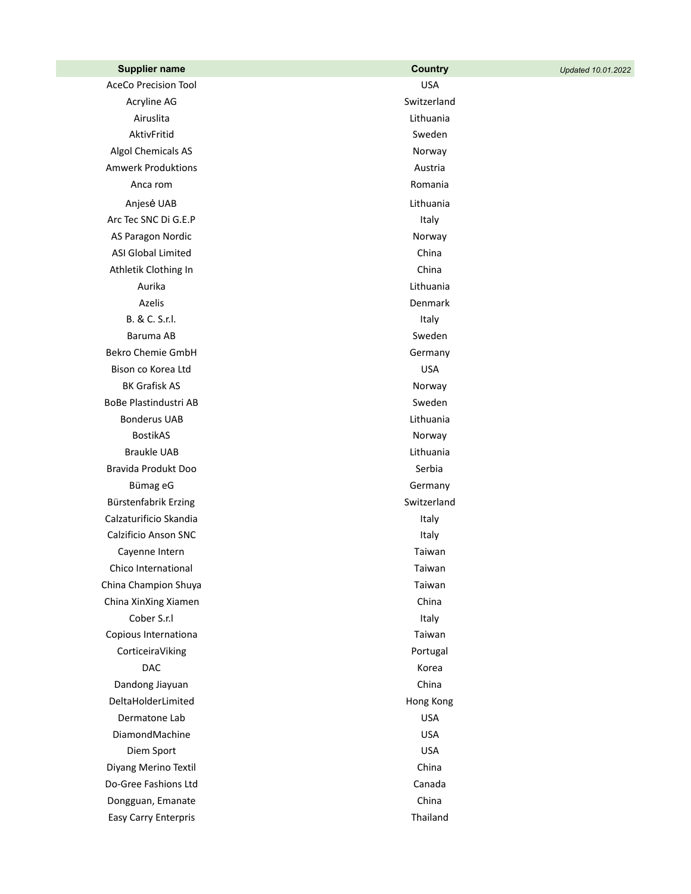| Supplier name | Country | *Updated 10.01.2022* |
| --- | --- | --- |
| AceCo Precision Tool | USA | |
| Acryline AG | Switzerland | |
| Airuslita | Lithuania | |
| AktivFritid | Sweden | |
| Algol Chemicals AS | Norway | |
| Amwerk Produktions | Austria | |
| Anca rom | Romania | |
| Anjesė UAB | Lithuania | |
| Arc Tec SNC Di G.E.P | Italy | |
| AS Paragon Nordic | Norway | |
| ASI Global Limited | China | |
| Athletik Clothing In | China | |
| Aurika | Lithuania | |
| Azelis | Denmark | |
| B. & C. S.r.l. | Italy | |
| Baruma AB | Sweden | |
| Bekro Chemie GmbH | Germany | |
| Bison co Korea Ltd | USA | |
| BK Grafisk AS | Norway | |
| BoBe Plastindustri AB | Sweden | |
| Bonderus UAB | Lithuania | |
| BostikAS | Norway | |
| Braukle UAB | Lithuania | |
| Bravida Produkt Doo | Serbia | |
| Bümag eG | Germany | |
| Bürstenfabrik Erzing | Switzerland | |
| Calzaturificio Skandia | Italy | |
| Calzificio Anson SNC | Italy | |
| Cayenne Intern | Taiwan | |
| Chico International | Taiwan | |
| China Champion Shuya | Taiwan | |
| China XinXing Xiamen | China | |
| Cober S.r.l | Italy | |
| Copious Internationa | Taiwan | |
| CorticeiraViking | Portugal | |
| DAC | Korea | |
| Dandong Jiayuan | China | |
| DeltaHolderLimited | Hong Kong | |
| Dermatone Lab | USA | |
| DiamondMachine | USA | |
| Diem Sport | USA | |
| Diyang Merino Textil | China | |
| Do-Gree Fashions Ltd | Canada | |
| Dongguan, Emanate | China | |
| Easy Carry Enterpris | Thailand | |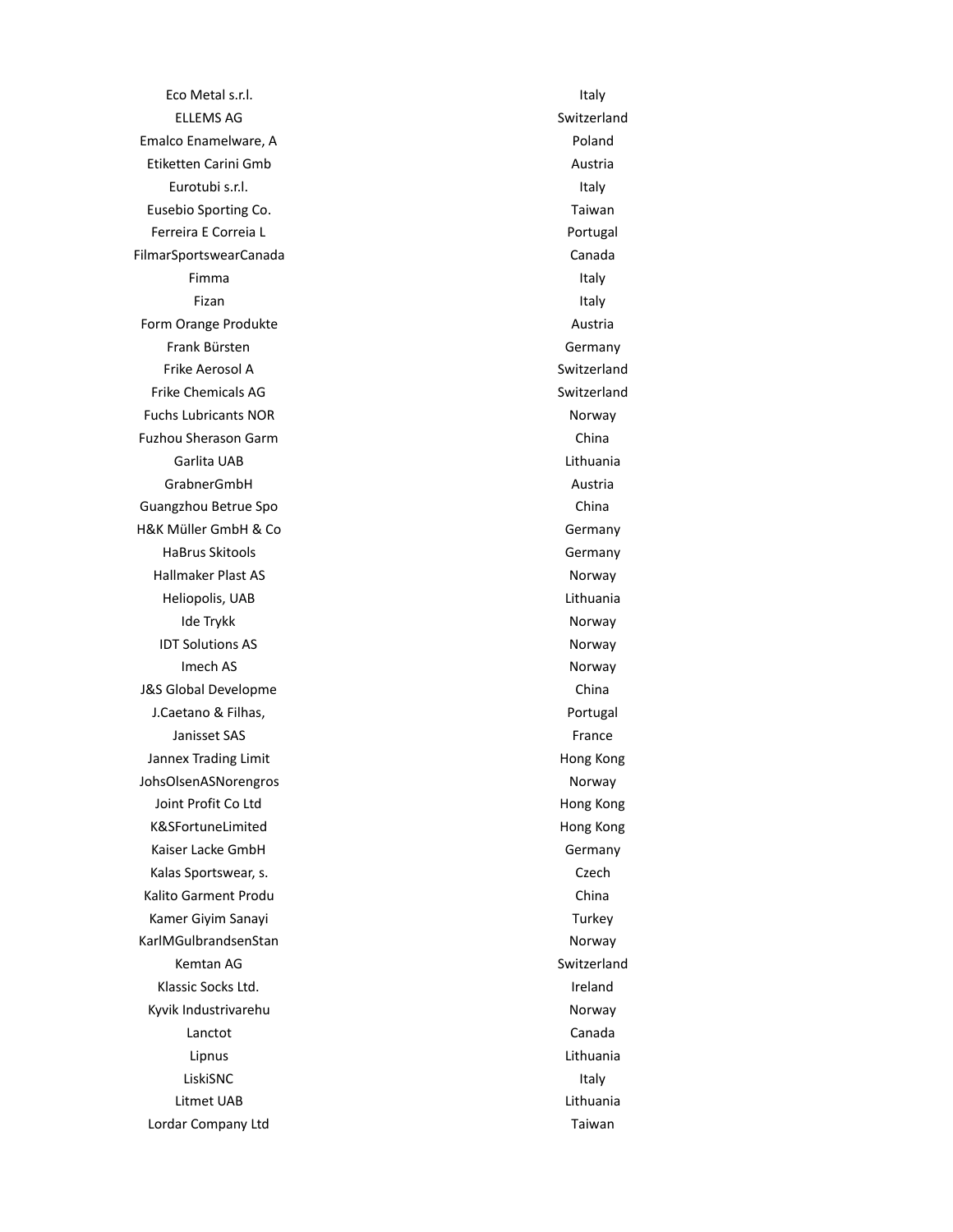| | |
|---|---|
| Eco Metal s.r.l. | Italy |
| ELLEMS AG | Switzerland |
| Emalco Enamelware, A | Poland |
| Etiketten Carini Gmb | Austria |
| Eurotubi s.r.l. | Italy |
| Eusebio Sporting Co. | Taiwan |
| Ferreira E Correia L | Portugal |
| FilmarSportswearCanada | Canada |
| Fimma | Italy |
| Fizan | Italy |
| Form Orange Produkte | Austria |
| Frank Bürsten | Germany |
| Frike Aerosol A | Switzerland |
| Frike Chemicals AG | Switzerland |
| Fuchs Lubricants NOR | Norway |
| Fuzhou Sherason Garm | China |
| Garlita UAB | Lithuania |
| GrabnerGmbH | Austria |
| Guangzhou Betrue Spo | China |
| H&K Müller GmbH & Co | Germany |
| HaBrus Skitools | Germany |
| Hallmaker Plast AS | Norway |
| Heliopolis, UAB | Lithuania |
| Ide Trykk | Norway |
| IDT Solutions AS | Norway |
| Imech AS | Norway |
| J&S Global Developme | China |
| J.Caetano & Filhas, | Portugal |
| Janisset SAS | France |
| Jannex Trading Limit | Hong Kong |
| JohsOlsenASNorengros | Norway |
| Joint Profit Co Ltd | Hong Kong |
| K&SFortuneLimited | Hong Kong |
| Kaiser Lacke GmbH | Germany |
| Kalas Sportswear, s. | Czech |
| Kalito Garment Produ | China |
| Kamer Giyim Sanayi | Turkey |
| KarlMGulbrandsenStan | Norway |
| Kemtan AG | Switzerland |
| Klassic Socks Ltd. | Ireland |
| Kyvik Industrivarehu | Norway |
| Lanctot | Canada |
| Lipnus | Lithuania |
| LiskiSNC | Italy |
| Litmet UAB | Lithuania |
| Lordar Company Ltd | Taiwan |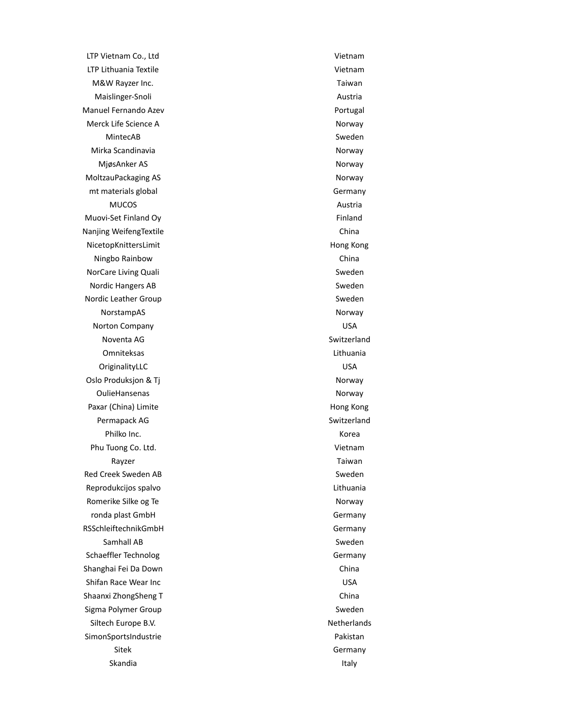| | |
|---|---|
| LTP Vietnam Co., Ltd | Vietnam |
| LTP Lithuania Textile | Vietnam |
| M&W Rayzer Inc. | Taiwan |
| Maislinger-Snoli | Austria |
| Manuel Fernando Azev | Portugal |
| Merck Life Science A | Norway |
| MintecAB | Sweden |
| Mirka Scandinavia | Norway |
| MjøsAnker AS | Norway |
| MoltzauPackaging AS | Norway |
| mt materials global | Germany |
| MUCOS | Austria |
| Muovi-Set Finland Oy | Finland |
| Nanjing WeifengTextile | China |
| NicetopKnittersLimit | Hong Kong |
| Ningbo Rainbow | China |
| NorCare Living Quali | Sweden |
| Nordic Hangers AB | Sweden |
| Nordic Leather Group | Sweden |
| NorstampAS | Norway |
| Norton Company | USA |
| Noventa AG | Switzerland |
| Omniteksas | Lithuania |
| OriginalityLLC | USA |
| Oslo Produksjon & Tj | Norway |
| OulieHansenas | Norway |
| Paxar (China) Limite | Hong Kong |
| Permapack AG | Switzerland |
| Philko Inc. | Korea |
| Phu Tuong Co. Ltd. | Vietnam |
| Rayzer | Taiwan |
| Red Creek Sweden AB | Sweden |
| Reprodukcijos spalvo | Lithuania |
| Romerike Silke og Te | Norway |
| ronda plast GmbH | Germany |
| RSSchleiftechnikGmbH | Germany |
| Samhall AB | Sweden |
| Schaeffler Technolog | Germany |
| Shanghai Fei Da Down | China |
| Shifan Race Wear Inc | USA |
| Shaanxi ZhongSheng T | China |
| Sigma Polymer Group | Sweden |
| Siltech Europe B.V. | Netherlands |
| SimonSportsIndustrie | Pakistan |
| Sitek | Germany |
| Skandia | Italy |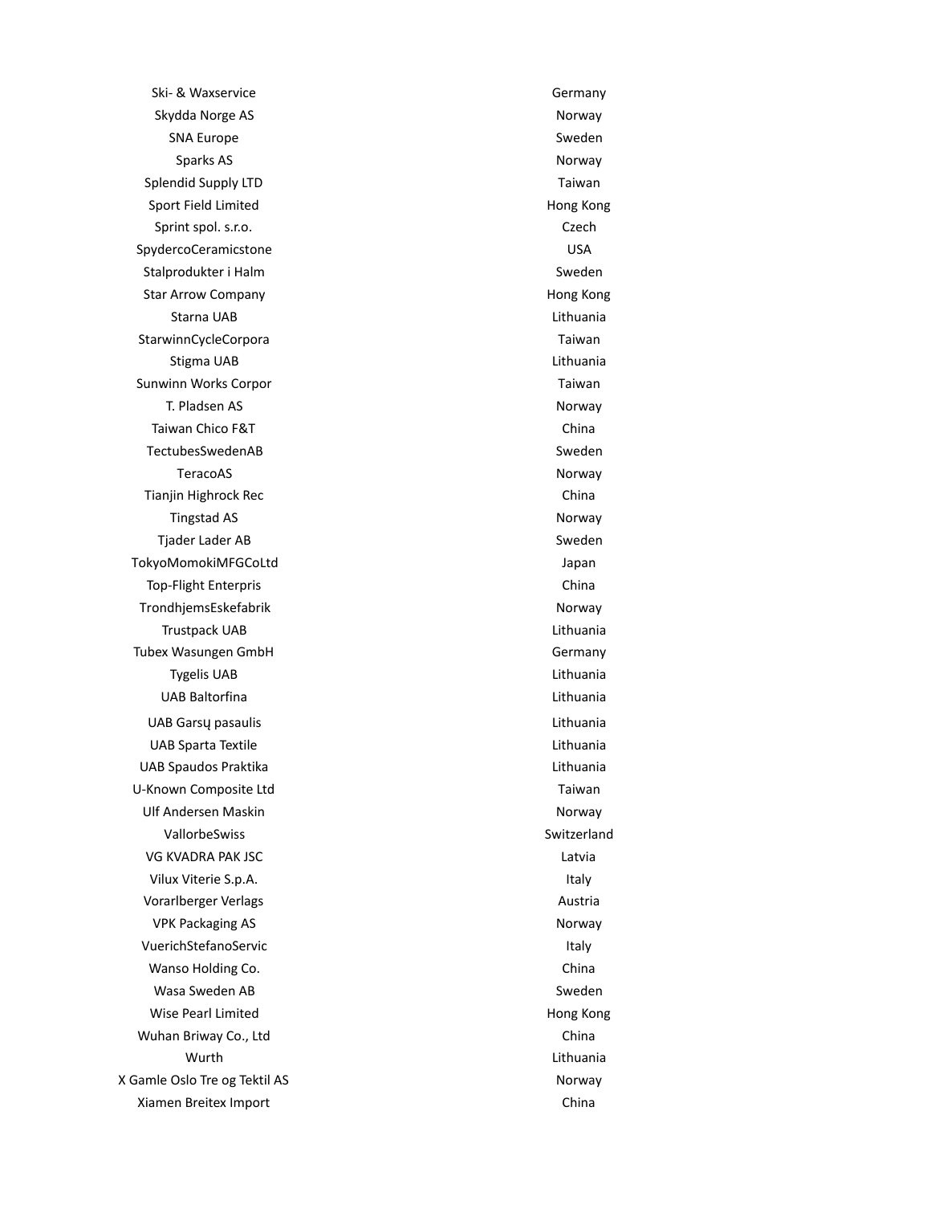| | |
|---|---|
| Ski- & Waxservice | Germany |
| Skydda Norge AS | Norway |
| SNA Europe | Sweden |
| Sparks AS | Norway |
| Splendid Supply LTD | Taiwan |
| Sport Field Limited | Hong Kong |
| Sprint spol. s.r.o. | Czech |
| SpydercoCeramicstone | USA |
| Stalprodukter i Halm | Sweden |
| Star Arrow Company | Hong Kong |
| Starna UAB | Lithuania |
| StarwinnCycleCorpora | Taiwan |
| Stigma UAB | Lithuania |
| Sunwinn Works Corpor | Taiwan |
| T. Pladsen AS | Norway |
| Taiwan Chico F&T | China |
| TectubesSwedenAB | Sweden |
| TeracoAS | Norway |
| Tianjin Highrock Rec | China |
| Tingstad AS | Norway |
| Tjader Lader AB | Sweden |
| TokyoMomokiMFGCoLtd | Japan |
| Top-Flight Enterpris | China |
| TrondhjemsEskefabrik | Norway |
| Trustpack UAB | Lithuania |
| Tubex Wasungen GmbH | Germany |
| Tygelis UAB | Lithuania |
| UAB Baltorfina | Lithuania |
| UAB Garsų pasaulis | Lithuania |
| UAB Sparta Textile | Lithuania |
| UAB Spaudos Praktika | Lithuania |
| U-Known Composite Ltd | Taiwan |
| Ulf Andersen Maskin | Norway |
| VallorbeSwiss | Switzerland |
| VG KVADRA PAK JSC | Latvia |
| Vilux Viterie S.p.A. | Italy |
| Vorarlberger Verlags | Austria |
| VPK Packaging AS | Norway |
| VuerichStefanoServic | Italy |
| Wanso Holding Co. | China |
| Wasa Sweden AB | Sweden |
| Wise Pearl Limited | Hong Kong |
| Wuhan Briway Co., Ltd | China |
| Wurth | Lithuania |
| X Gamle Oslo Tre og Tektil AS | Norway |
| Xiamen Breitex Import | China |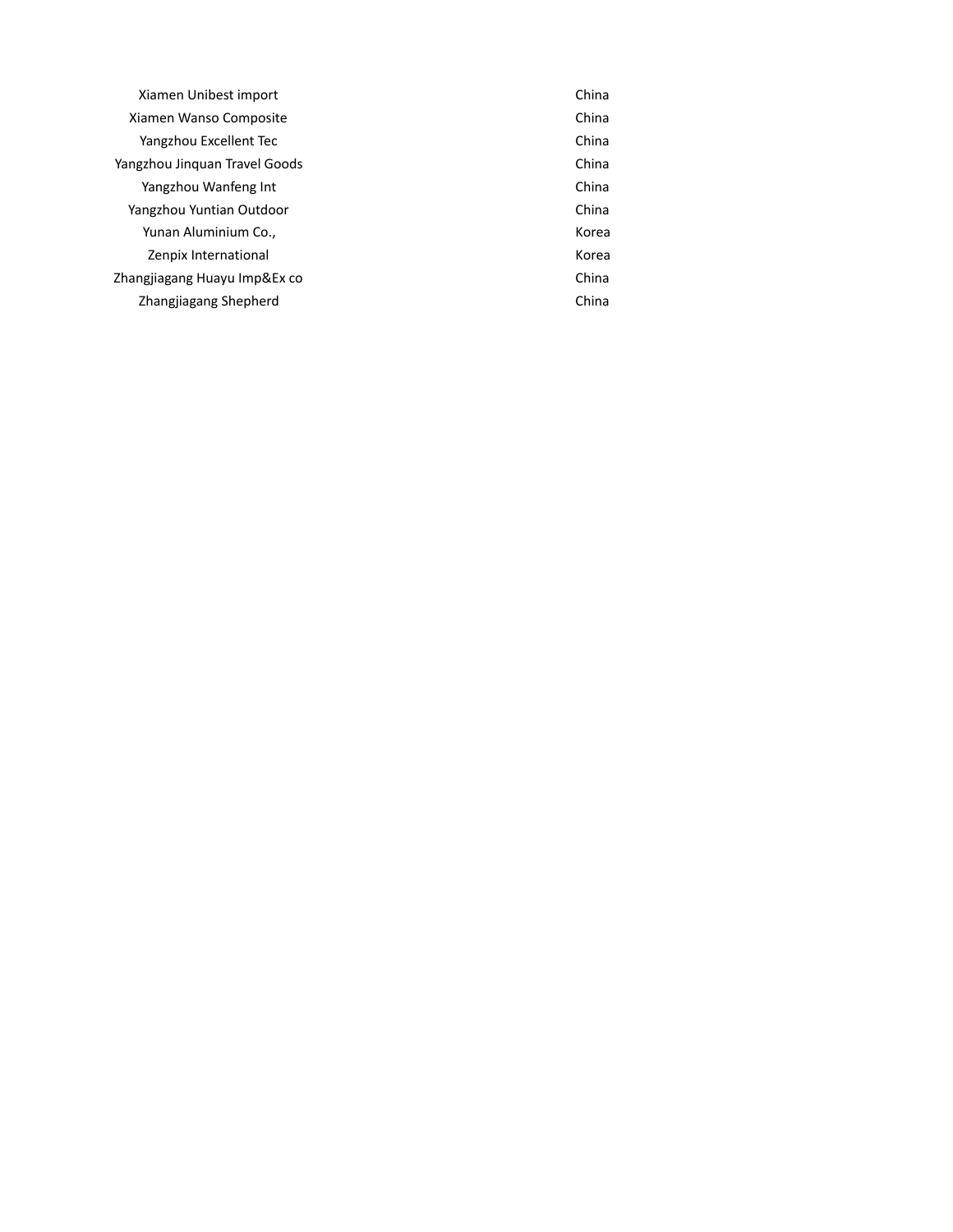| | |
|---|---|
| Xiamen Unibest import | China |
| Xiamen Wanso Composite | China |
| Yangzhou Excellent Tec | China |
| Yangzhou Jinquan Travel Goods | China |
| Yangzhou Wanfeng Int | China |
| Yangzhou Yuntian Outdoor | China |
| Yunan Aluminium Co., | Korea |
| Zenpix International | Korea |
| Zhangjiagang Huayu Imp&Ex co | China |
| Zhangjiagang Shepherd | China |